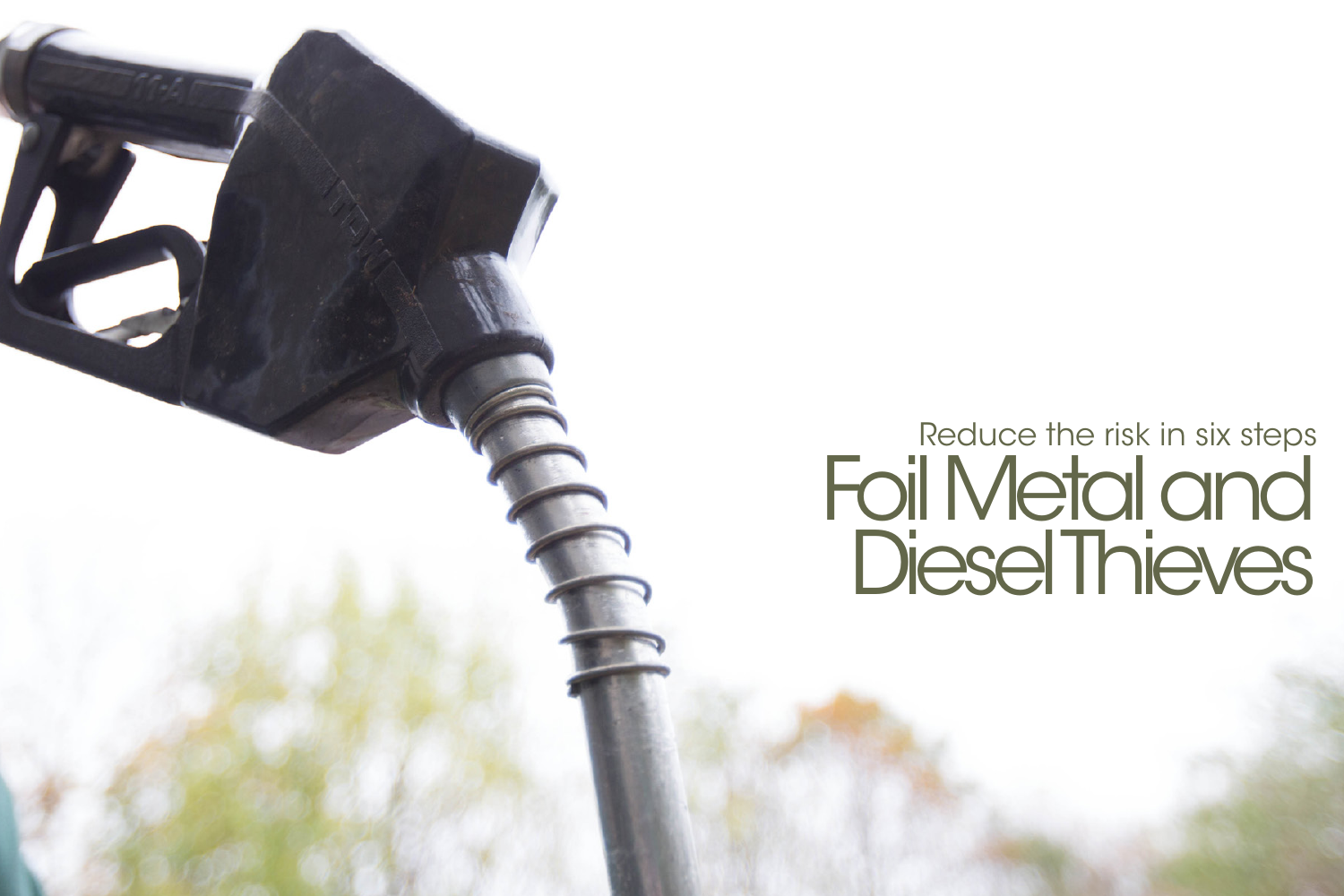Reduce the risk in six steps

# Foil Metal and Diesel Thieves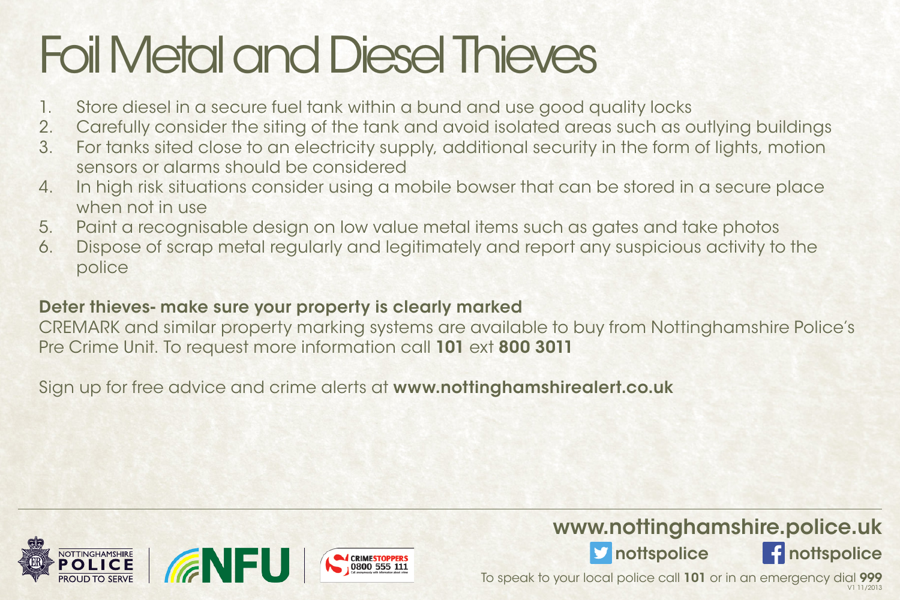# Foil Metal and Diesel Thieves

1. Store diesel in a secure fuel tank within a bund and use good quality locks
2. Carefully consider the siting of the tank and avoid isolated areas such as outlying buildings
3. For tanks sited close to an electricity supply, additional security in the form of lights, motion sensors or alarms should be considered
4. In high risk situations consider using a mobile bowser that can be stored in a secure place when not in use
5. Paint a recognisable design on low value metal items such as gates and take photos
6. Dispose of scrap metal regularly and legitimately and report any suspicious activity to the police

**Deter thieves- make sure your property is clearly marked**

CREMARK and similar property marking systems are available to buy from Nottinghamshire Police's Pre Crime Unit. To request more information call **101** ext **800 3011**

Sign up for free advice and crime alerts at **www.nottinghamshirealert.co.uk**

NOTTINGHAMSHIRE POLICE PROUD TO SERVE

NFU

CRIMESTOPPERS 0800 555 111

**www.nottinghamshire.police.uk**

**nottspolice** **nottspolice**

To speak to your local police call **101** or in an emergency dial **999**

V1 11/2013